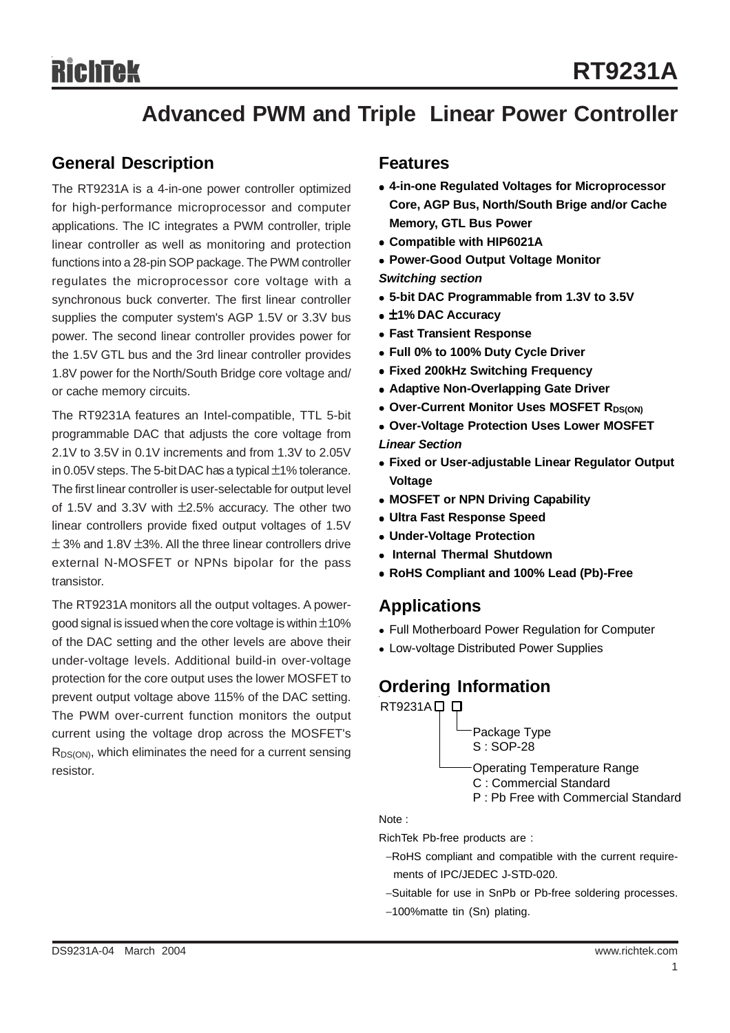# RT9231A

## Advanced PWM and Triple Linear Power Controller

## General Description

The RT9231A is a 4-in-one power controller optimized for high-performance microprocessor and computer applications. The IC integrates a PWM controller, triple linear controller as well as monitoring and protection functions into a 28-pin SOP package. The PWM controller regulates the microprocessor core voltage with a synchronous buck converter. The first linear controller supplies the computer system's AGP 1.5V or 3.3V bus power. The second linear controller provides power for the 1.5V GTL bus and the 3rd linear controller provides 1.8V power for the North/South Bridge core voltage and/or cache memory circuits.

The RT9231A features an Intel-compatible, TTL 5-bit programmable DAC that adjusts the core voltage from 2.1V to 3.5V in 0.1V increments and from 1.3V to 2.05V in 0.05V steps. The 5-bit DAC has a typical ±1% tolerance. The first linear controller is user-selectable for output level of 1.5V and 3.3V with ±2.5% accuracy. The other two linear controllers provide fixed output voltages of 1.5V ± 3% and 1.8V ±3%. All the three linear controllers drive external N-MOSFET or NPNs bipolar for the pass transistor.

The RT9231A monitors all the output voltages. A power-good signal is issued when the core voltage is within ±10% of the DAC setting and the other levels are above their under-voltage levels. Additional build-in over-voltage protection for the core output uses the lower MOSFET to prevent output voltage above 115% of the DAC setting. The PWM over-current function monitors the output current using the voltage drop across the MOSFET's $R_{DS(ON)}$, which eliminates the need for a current sensing resistor.

## Features

- **4-in-one Regulated Voltages for Microprocessor Core, AGP Bus, North/South Brige and/or Cache Memory, GTL Bus Power**
- **Compatible with HIP6021A**
- **Power-Good Output Voltage Monitor**

***Switching section***

- **5-bit DAC Programmable from 1.3V to 3.5V**
- **±1% DAC Accuracy**
- **Fast Transient Response**
- **Full 0% to 100% Duty Cycle Driver**
- **Fixed 200kHz Switching Frequency**
- **Adaptive Non-Overlapping Gate Driver**
- **Over-Current Monitor Uses MOSFET $R_{DS(ON)}$**
- **Over-Voltage Protection Uses Lower MOSFET**

***Linear Section***

- **Fixed or User-adjustable Linear Regulator Output Voltage**
- **MOSFET or NPN Driving Capability**
- **Ultra Fast Response Speed**
- **Under-Voltage Protection**
- **Internal Thermal Shutdown**
- **RoHS Compliant and 100% Lead (Pb)-Free**

## Applications

- Full Motherboard Power Regulation for Computer
- Low-voltage Distributed Power Supplies

## Ordering Information

RT9231A□□

- Package Type
  - S : SOP-28
- Operating Temperature Range
  - C : Commercial Standard
  - P : Pb Free with Commercial Standard

Note :

RichTek Pb-free products are :

- −RoHS compliant and compatible with the current requirements of IPC/JEDEC J-STD-020.
- −Suitable for use in SnPb or Pb-free soldering processes.
- −100%matte tin (Sn) plating.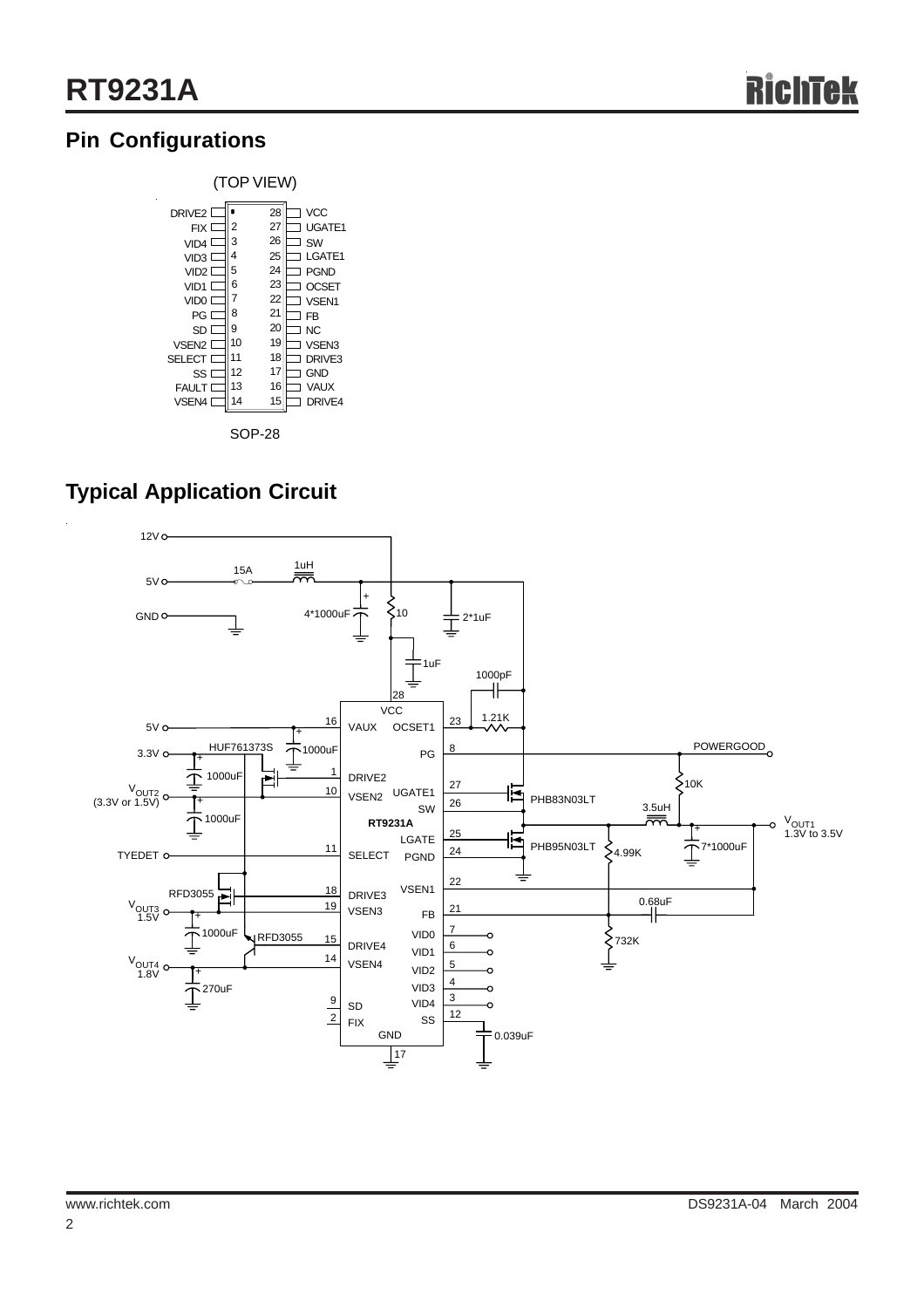## Pin Configurations

(TOP VIEW)

| Pin | Name | Pin | Name |
|---|---|---|---|
| 1 | DRIVE2 | 28 | VCC |
| 2 | FIX | 27 | UGATE1 |
| 3 | VID4 | 26 | SW |
| 4 | VID3 | 25 | LGATE1 |
| 5 | VID2 | 24 | PGND |
| 6 | VID1 | 23 | OCSET |
| 7 | VID0 | 22 | VSEN1 |
| 8 | PG | 21 | FB |
| 9 | SD | 20 | NC |
| 10 | VSEN2 | 19 | VSEN3 |
| 11 | SELECT | 18 | DRIVE3 |
| 12 | SS | 17 | GND |
| 13 | FAULT | 16 | VAUX |
| 14 | VSEN4 | 15 | DRIVE4 |

SOP-28

## Typical Application Circuit

12V, 5V, GND, 15A, 1uH, 4*1000uF, 10, 2*1uF, 1uF, 1000pF, 1.21K, 28 VCC, 16 VAUX, 23 OCSET1, 8 PG, POWERGOOD, 10K, 5V, 3.3V, HUF761373S, 1000uF, 1000uF, 1 DRIVE2, $V_{OUT2}$ (3.3V or 1.5V), 10 VSEN2, 27 UGATE1, 26 SW, PHB83N03LT, 1000uF, RT9231A, 3.5uH, $V_{OUT1}$ 1.3V to 3.5V, 25 LGATE, 7*1000uF, TYEDET, 11 SELECT, 24 PGND, PHB95N03LT, 4.99K, 22 VSEN1, RFD3055, 18 DRIVE3, 0.68uF, $V_{OUT3}$ 1.5V, 19 VSEN3, 21 FB, 1000uF, RFD3055, 15 DRIVE4, 7 VID0, 6 VID1, 732K, $V_{OUT4}$ 1.8V, 14 VSEN4, 5 VID2, 4 VID3, 270uF, 3 VID4, 9 SD, 12 SS, 2 FIX, GND 17, 0.039uF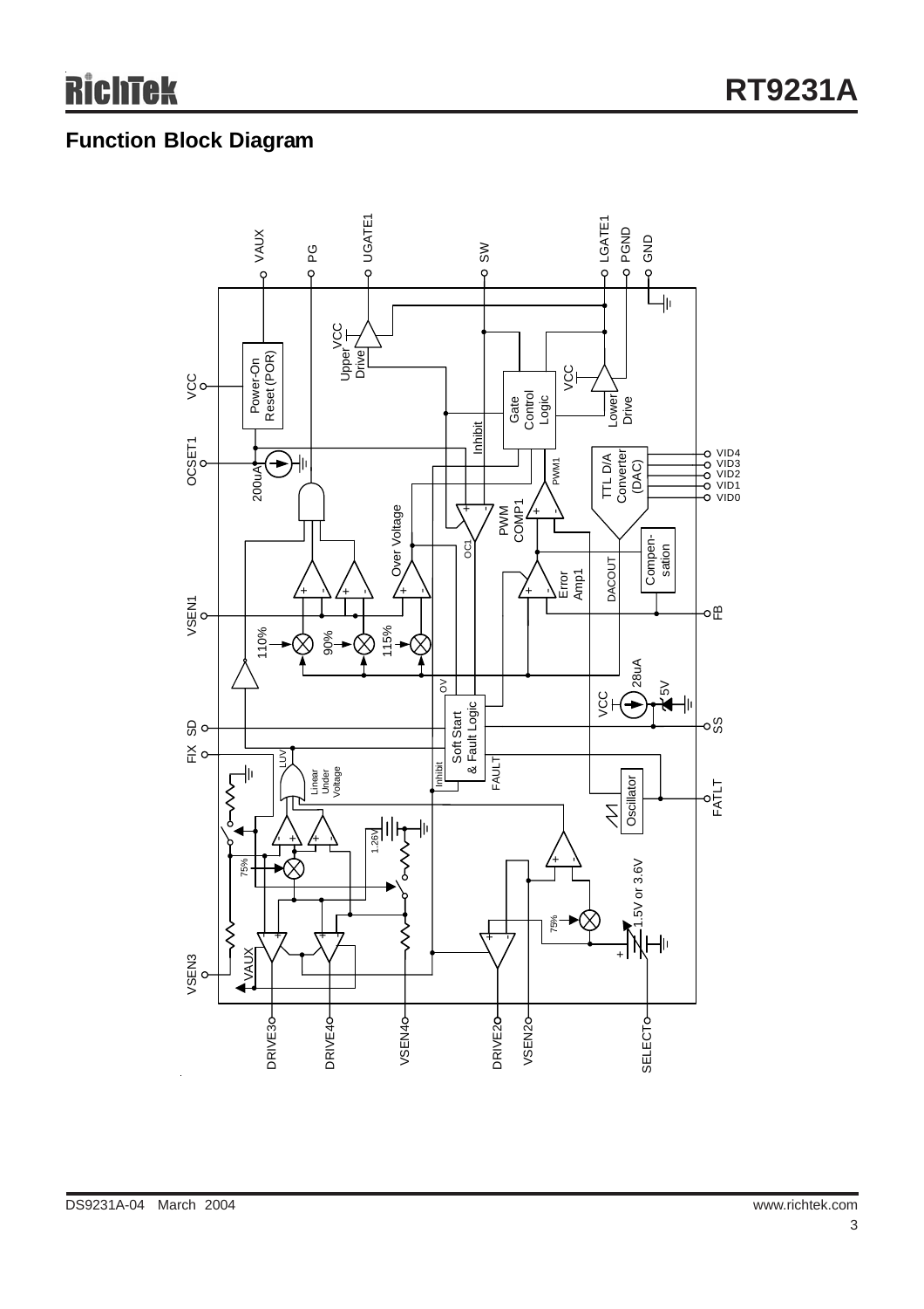## Function Block Diagram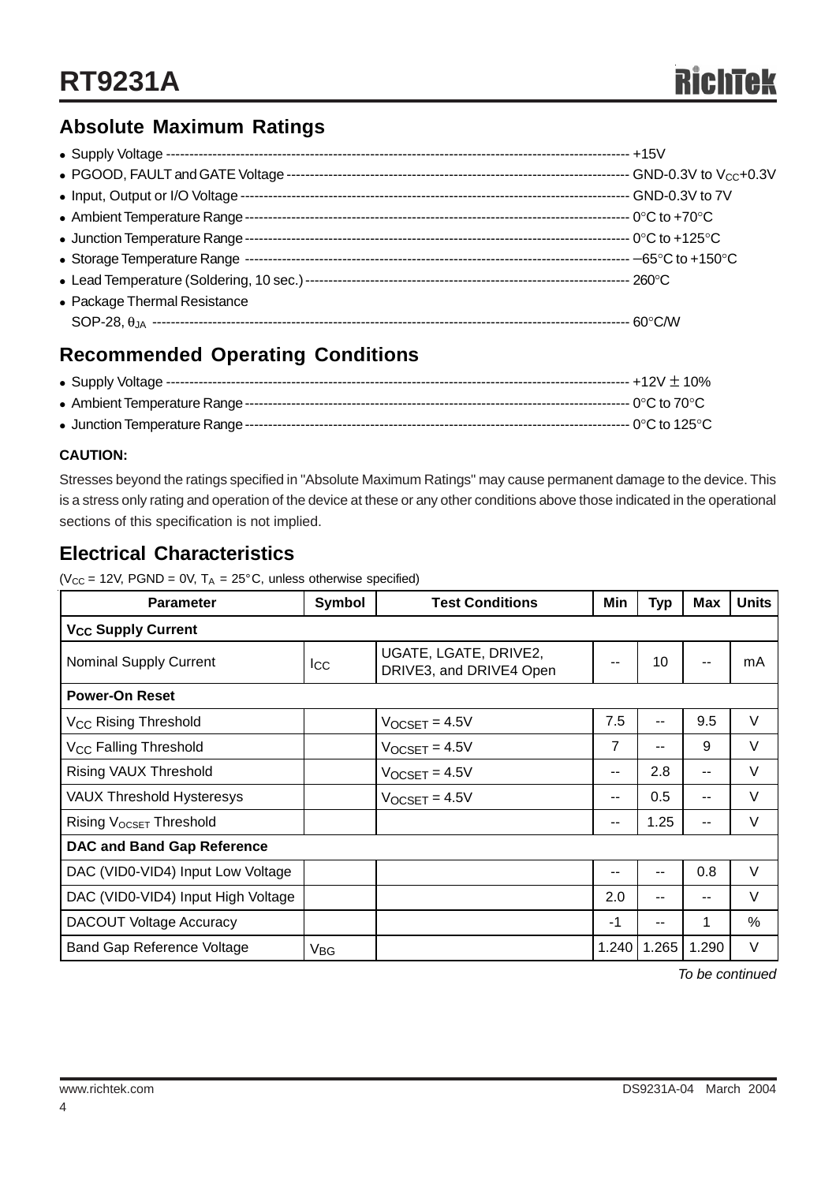## Absolute Maximum Ratings

- Supply Voltage ---------- +15V
- PGOOD, FAULT and GATE Voltage ---------- GND-0.3V to $V_{CC}$+0.3V
- Input, Output or I/O Voltage ---------- GND-0.3V to 7V
- Ambient Temperature Range ---------- 0°C to +70°C
- Junction Temperature Range ---------- 0°C to +125°C
- Storage Temperature Range ---------- −65°C to +150°C
- Lead Temperature (Soldering, 10 sec.) ---------- 260°C
- Package Thermal Resistance
  SOP-28, $\theta_{JA}$ ---------- 60°C/W

## Recommended Operating Conditions

- Supply Voltage ---------- +12V ± 10%
- Ambient Temperature Range ---------- 0°C to 70°C
- Junction Temperature Range ---------- 0°C to 125°C

**CAUTION:**

Stresses beyond the ratings specified in "Absolute Maximum Ratings" may cause permanent damage to the device. This is a stress only rating and operation of the device at these or any other conditions above those indicated in the operational sections of this specification is not implied.

## Electrical Characteristics

($V_{CC}$ = 12V, PGND = 0V, $T_A$ = 25°C, unless otherwise specified)

| Parameter | Symbol | Test Conditions | Min | Typ | Max | Units |
|---|---|---|---|---|---|---|
| **$V_{CC}$ Supply Current** | | | | | | |
| Nominal Supply Current | $I_{CC}$ | UGATE, LGATE, DRIVE2, DRIVE3, and DRIVE4 Open | -- | 10 | -- | mA |
| **Power-On Reset** | | | | | | |
| $V_{CC}$ Rising Threshold | | $V_{OCSET}$ = 4.5V | 7.5 | -- | 9.5 | V |
| $V_{CC}$ Falling Threshold | | $V_{OCSET}$ = 4.5V | 7 | -- | 9 | V |
| Rising VAUX Threshold | | $V_{OCSET}$ = 4.5V | -- | 2.8 | -- | V |
| VAUX Threshold Hysteresys | | $V_{OCSET}$ = 4.5V | -- | 0.5 | -- | V |
| Rising $V_{OCSET}$ Threshold | | | -- | 1.25 | -- | V |
| **DAC and Band Gap Reference** | | | | | | |
| DAC (VID0-VID4) Input Low Voltage | | | -- | -- | 0.8 | V |
| DAC (VID0-VID4) Input High Voltage | | | 2.0 | -- | -- | V |
| DACOUT Voltage Accuracy | | | -1 | -- | 1 | % |
| Band Gap Reference Voltage | $V_{BG}$ | | 1.240 | 1.265 | 1.290 | V |

*To be continued*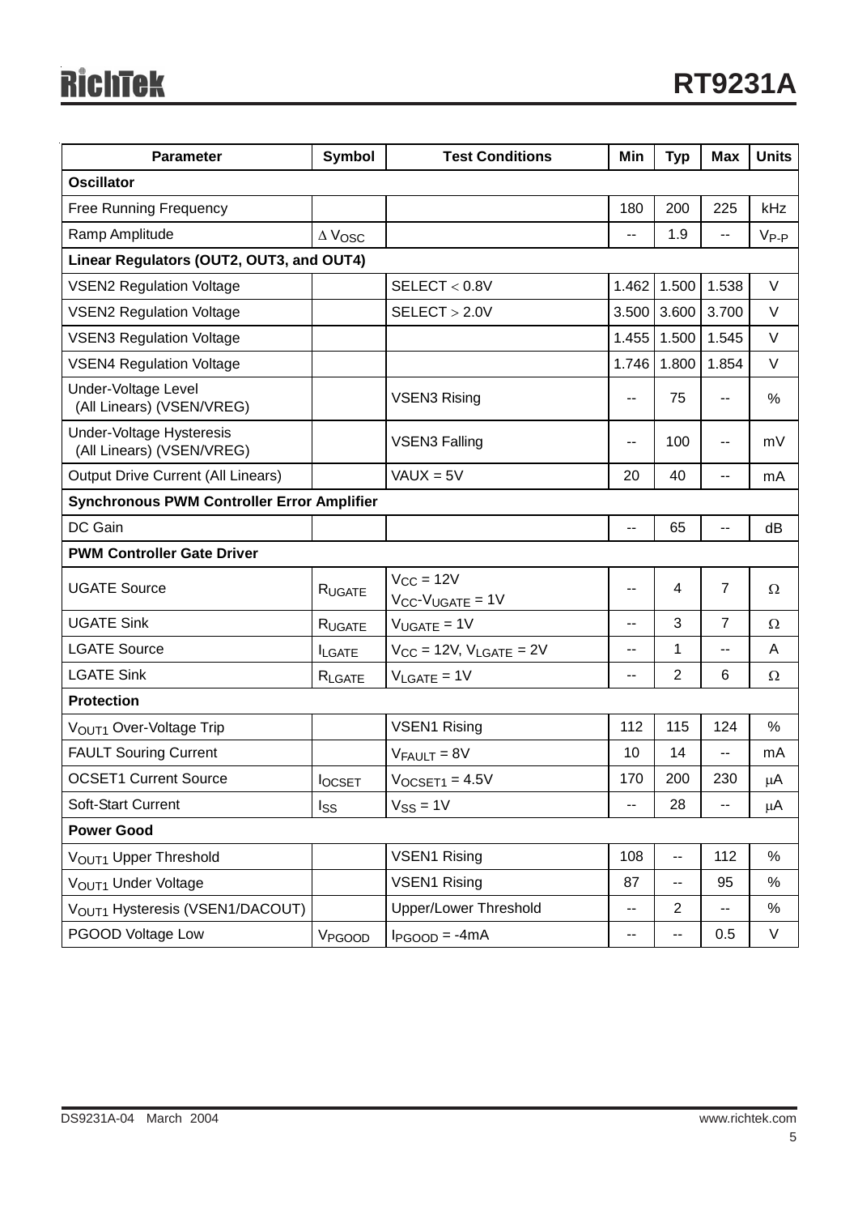| Parameter | Symbol | Test Conditions | Min | Typ | Max | Units |
|---|---|---|---|---|---|---|
| **Oscillator** | | | | | | |
| Free Running Frequency | | | 180 | 200 | 225 | kHz |
| Ramp Amplitude | $\Delta V_{OSC}$ | | -- | 1.9 | -- | $V_{P-P}$ |
| **Linear Regulators (OUT2, OUT3, and OUT4)** | | | | | | |
| VSEN2 Regulation Voltage | | SELECT < 0.8V | 1.462 | 1.500 | 1.538 | V |
| VSEN2 Regulation Voltage | | SELECT > 2.0V | 3.500 | 3.600 | 3.700 | V |
| VSEN3 Regulation Voltage | | | 1.455 | 1.500 | 1.545 | V |
| VSEN4 Regulation Voltage | | | 1.746 | 1.800 | 1.854 | V |
| Under-Voltage Level (All Linears) (VSEN/VREG) | | VSEN3 Rising | -- | 75 | -- | % |
| Under-Voltage Hysteresis (All Linears) (VSEN/VREG) | | VSEN3 Falling | -- | 100 | -- | mV |
| Output Drive Current (All Linears) | | VAUX = 5V | 20 | 40 | -- | mA |
| **Synchronous PWM Controller Error Amplifier** | | | | | | |
| DC Gain | | | -- | 65 | -- | dB |
| **PWM Controller Gate Driver** | | | | | | |
| UGATE Source | $R_{UGATE}$ | $V_{CC}$ = 12V $V_{CC}$-$V_{UGATE}$ = 1V | -- | 4 | 7 | Ω |
| UGATE Sink | $R_{UGATE}$ | $V_{UGATE}$ = 1V | -- | 3 | 7 | Ω |
| LGATE Source | $I_{LGATE}$ | $V_{CC}$ = 12V, $V_{LGATE}$ = 2V | -- | 1 | -- | A |
| LGATE Sink | $R_{LGATE}$ | $V_{LGATE}$ = 1V | -- | 2 | 6 | Ω |
| **Protection** | | | | | | |
| $V_{OUT1}$ Over-Voltage Trip | | VSEN1 Rising | 112 | 115 | 124 | % |
| FAULT Souring Current | | $V_{FAULT}$ = 8V | 10 | 14 | -- | mA |
| OCSET1 Current Source | $I_{OCSET}$ | $V_{OCSET1}$ = 4.5V | 170 | 200 | 230 | μA |
| Soft-Start Current | $I_{SS}$ | $V_{SS}$ = 1V | -- | 28 | -- | μA |
| **Power Good** | | | | | | |
| $V_{OUT1}$ Upper Threshold | | VSEN1 Rising | 108 | -- | 112 | % |
| $V_{OUT1}$ Under Voltage | | VSEN1 Rising | 87 | -- | 95 | % |
| $V_{OUT1}$ Hysteresis (VSEN1/DACOUT) | | Upper/Lower Threshold | -- | 2 | -- | % |
| PGOOD Voltage Low | $V_{PGOOD}$ | $I_{PGOOD}$ = -4mA | -- | -- | 0.5 | V |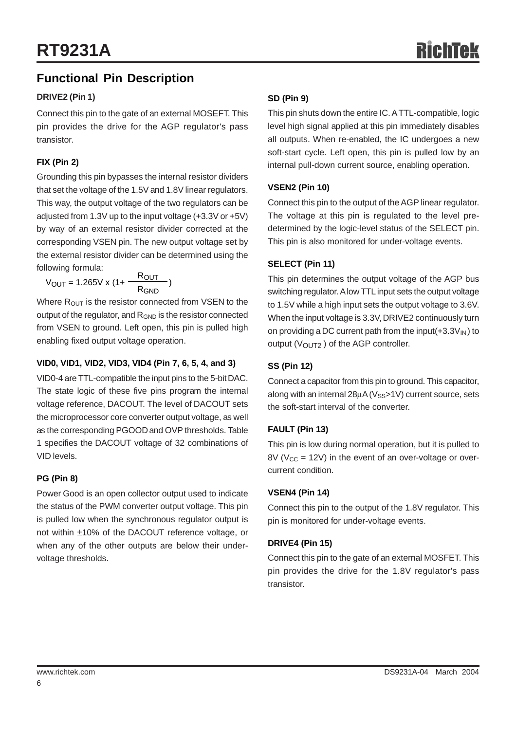## Functional Pin Description

**DRIVE2 (Pin 1)**

Connect this pin to the gate of an external MOSEFT. This pin provides the drive for the AGP regulator's pass transistor.

**FIX (Pin 2)**

Grounding this pin bypasses the internal resistor dividers that set the voltage of the 1.5V and 1.8V linear regulators. This way, the output voltage of the two regulators can be adjusted from 1.3V up to the input voltage (+3.3V or +5V) by way of an external resistor divider corrected at the corresponding VSEN pin. The new output voltage set by the external resistor divider can be determined using the following formula:

$$V_{OUT} = 1.265V \times (1+ \frac{R_{OUT}}{R_{GND}})$$

Where $R_{OUT}$ is the resistor connected from VSEN to the output of the regulator, and $R_{GND}$ is the resistor connected from VSEN to ground. Left open, this pin is pulled high enabling fixed output voltage operation.

**VID0, VID1, VID2, VID3, VID4 (Pin 7, 6, 5, 4, and 3)**

VID0-4 are TTL-compatible the input pins to the 5-bit DAC. The state logic of these five pins program the internal voltage reference, DACOUT. The level of DACOUT sets the microprocessor core converter output voltage, as well as the corresponding PGOOD and OVP thresholds. Table 1 specifies the DACOUT voltage of 32 combinations of VID levels.

**PG (Pin 8)**

Power Good is an open collector output used to indicate the status of the PWM converter output voltage. This pin is pulled low when the synchronous regulator output is not within ±10% of the DACOUT reference voltage, or when any of the other outputs are below their under-voltage thresholds.

**SD (Pin 9)**

This pin shuts down the entire IC. A TTL-compatible, logic level high signal applied at this pin immediately disables all outputs. When re-enabled, the IC undergoes a new soft-start cycle. Left open, this pin is pulled low by an internal pull-down current source, enabling operation.

**VSEN2 (Pin 10)**

Connect this pin to the output of the AGP linear regulator. The voltage at this pin is regulated to the level pre-determined by the logic-level status of the SELECT pin. This pin is also monitored for under-voltage events.

**SELECT (Pin 11)**

This pin determines the output voltage of the AGP bus switching regulator. A low TTL input sets the output voltage to 1.5V while a high input sets the output voltage to 3.6V. When the input voltage is 3.3V, DRIVE2 continuously turn on providing a DC current path from the input(+3.3$V_{IN}$) to output ($V_{OUT2}$) of the AGP controller.

**SS (Pin 12)**

Connect a capacitor from this pin to ground. This capacitor, along with an internal 28μA ($V_{SS}$>1V) current source, sets the soft-start interval of the converter.

**FAULT (Pin 13)**

This pin is low during normal operation, but it is pulled to 8V ($V_{CC}$ = 12V) in the event of an over-voltage or over-current condition.

**VSEN4 (Pin 14)**

Connect this pin to the output of the 1.8V regulator. This pin is monitored for under-voltage events.

**DRIVE4 (Pin 15)**

Connect this pin to the gate of an external MOSFET. This pin provides the drive for the 1.8V regulator's pass transistor.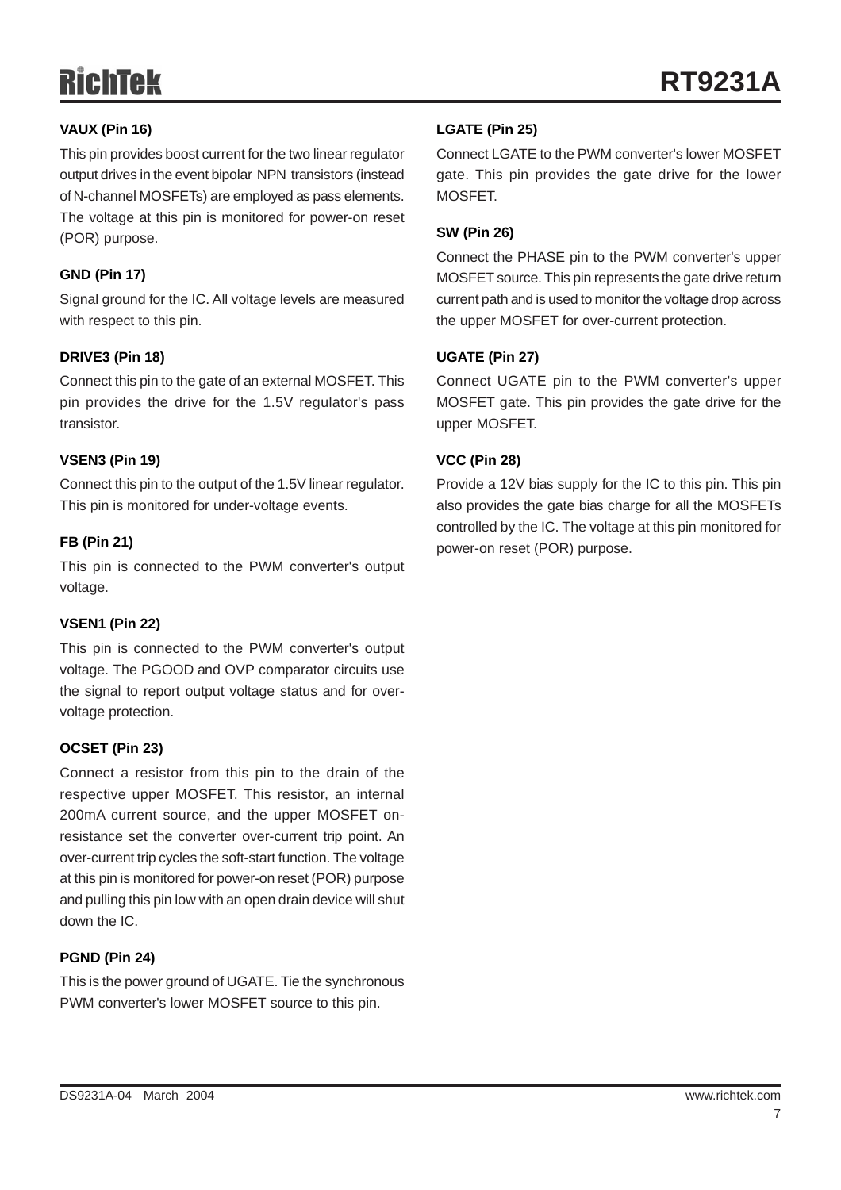**VAUX (Pin 16)**

This pin provides boost current for the two linear regulator output drives in the event bipolar NPN transistors (instead of N-channel MOSFETs) are employed as pass elements. The voltage at this pin is monitored for power-on reset (POR) purpose.

**GND (Pin 17)**

Signal ground for the IC. All voltage levels are measured with respect to this pin.

**DRIVE3 (Pin 18)**

Connect this pin to the gate of an external MOSFET. This pin provides the drive for the 1.5V regulator's pass transistor.

**VSEN3 (Pin 19)**

Connect this pin to the output of the 1.5V linear regulator. This pin is monitored for under-voltage events.

**FB (Pin 21)**

This pin is connected to the PWM converter's output voltage.

**VSEN1 (Pin 22)**

This pin is connected to the PWM converter's output voltage. The PGOOD and OVP comparator circuits use the signal to report output voltage status and for over-voltage protection.

**OCSET (Pin 23)**

Connect a resistor from this pin to the drain of the respective upper MOSFET. This resistor, an internal 200mA current source, and the upper MOSFET on-resistance set the converter over-current trip point. An over-current trip cycles the soft-start function. The voltage at this pin is monitored for power-on reset (POR) purpose and pulling this pin low with an open drain device will shut down the IC.

**PGND (Pin 24)**

This is the power ground of UGATE. Tie the synchronous PWM converter's lower MOSFET source to this pin.

**LGATE (Pin 25)**

Connect LGATE to the PWM converter's lower MOSFET gate. This pin provides the gate drive for the lower MOSFET.

**SW (Pin 26)**

Connect the PHASE pin to the PWM converter's upper MOSFET source. This pin represents the gate drive return current path and is used to monitor the voltage drop across the upper MOSFET for over-current protection.

**UGATE (Pin 27)**

Connect UGATE pin to the PWM converter's upper MOSFET gate. This pin provides the gate drive for the upper MOSFET.

**VCC (Pin 28)**

Provide a 12V bias supply for the IC to this pin. This pin also provides the gate bias charge for all the MOSFETs controlled by the IC. The voltage at this pin monitored for power-on reset (POR) purpose.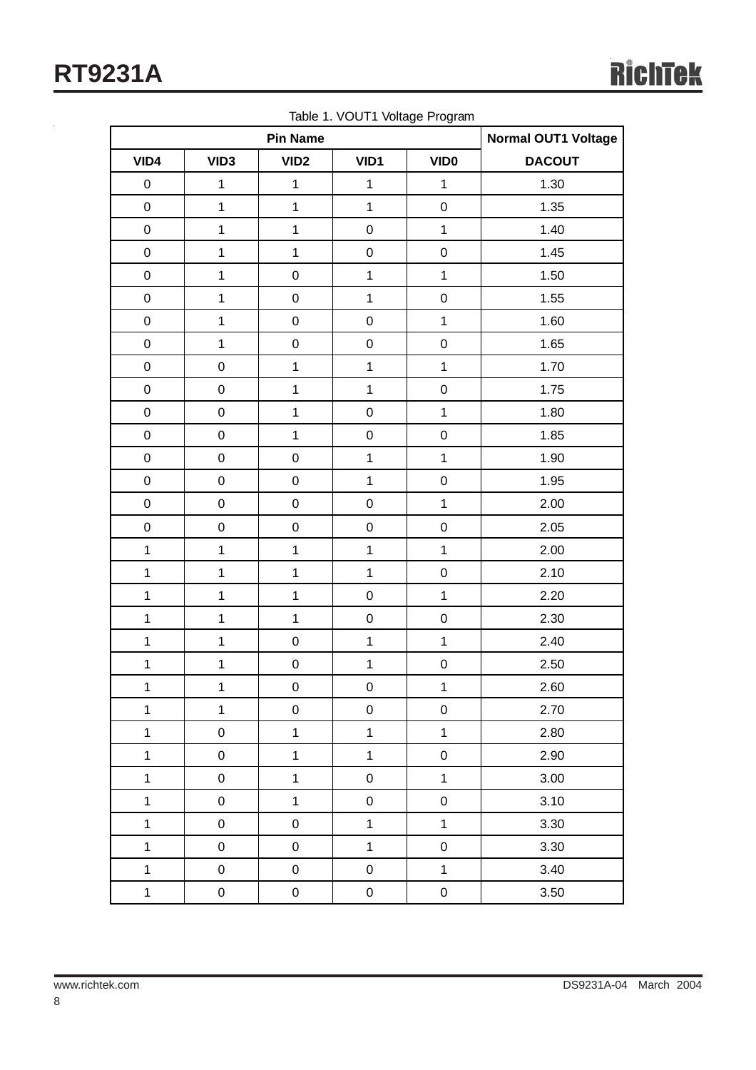Table 1. VOUT1 Voltage Program

| Pin Name | | | | | Normal OUT1 Voltage |
|---|---|---|---|---|---|
| VID4 | VID3 | VID2 | VID1 | VID0 | DACOUT |
| 0 | 1 | 1 | 1 | 1 | 1.30 |
| 0 | 1 | 1 | 1 | 0 | 1.35 |
| 0 | 1 | 1 | 0 | 1 | 1.40 |
| 0 | 1 | 1 | 0 | 0 | 1.45 |
| 0 | 1 | 0 | 1 | 1 | 1.50 |
| 0 | 1 | 0 | 1 | 0 | 1.55 |
| 0 | 1 | 0 | 0 | 1 | 1.60 |
| 0 | 1 | 0 | 0 | 0 | 1.65 |
| 0 | 0 | 1 | 1 | 1 | 1.70 |
| 0 | 0 | 1 | 1 | 0 | 1.75 |
| 0 | 0 | 1 | 0 | 1 | 1.80 |
| 0 | 0 | 1 | 0 | 0 | 1.85 |
| 0 | 0 | 0 | 1 | 1 | 1.90 |
| 0 | 0 | 0 | 1 | 0 | 1.95 |
| 0 | 0 | 0 | 0 | 1 | 2.00 |
| 0 | 0 | 0 | 0 | 0 | 2.05 |
| 1 | 1 | 1 | 1 | 1 | 2.00 |
| 1 | 1 | 1 | 1 | 0 | 2.10 |
| 1 | 1 | 1 | 0 | 1 | 2.20 |
| 1 | 1 | 1 | 0 | 0 | 2.30 |
| 1 | 1 | 0 | 1 | 1 | 2.40 |
| 1 | 1 | 0 | 1 | 0 | 2.50 |
| 1 | 1 | 0 | 0 | 1 | 2.60 |
| 1 | 1 | 0 | 0 | 0 | 2.70 |
| 1 | 0 | 1 | 1 | 1 | 2.80 |
| 1 | 0 | 1 | 1 | 0 | 2.90 |
| 1 | 0 | 1 | 0 | 1 | 3.00 |
| 1 | 0 | 1 | 0 | 0 | 3.10 |
| 1 | 0 | 0 | 1 | 1 | 3.30 |
| 1 | 0 | 0 | 1 | 0 | 3.30 |
| 1 | 0 | 0 | 0 | 1 | 3.40 |
| 1 | 0 | 0 | 0 | 0 | 3.50 |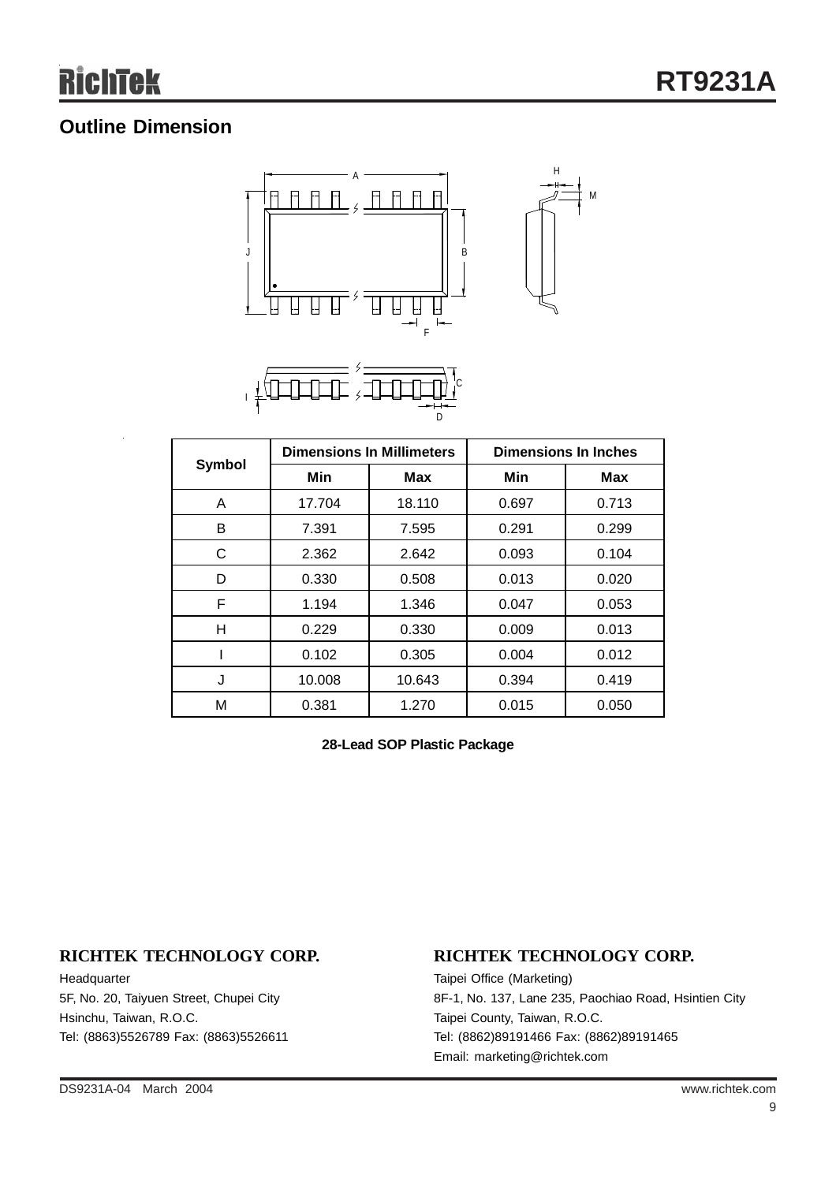## Outline Dimension

A
H
M
J
B
F
C
I
D

| Symbol | Dimensions In Millimeters | | Dimensions In Inches | |
|---|---|---|---|---|
| | Min | Max | Min | Max |
| A | 17.704 | 18.110 | 0.697 | 0.713 |
| B | 7.391 | 7.595 | 0.291 | 0.299 |
| C | 2.362 | 2.642 | 0.093 | 0.104 |
| D | 0.330 | 0.508 | 0.013 | 0.020 |
| F | 1.194 | 1.346 | 0.047 | 0.053 |
| H | 0.229 | 0.330 | 0.009 | 0.013 |
| I | 0.102 | 0.305 | 0.004 | 0.012 |
| J | 10.008 | 10.643 | 0.394 | 0.419 |
| M | 0.381 | 1.270 | 0.015 | 0.050 |

**28-Lead SOP Plastic Package**

**RICHTEK TECHNOLOGY CORP.**

Headquarter
5F, No. 20, Taiyuen Street, Chupei City
Hsinchu, Taiwan, R.O.C.
Tel: (8863)5526789 Fax: (8863)5526611

**RICHTEK TECHNOLOGY CORP.**

Taipei Office (Marketing)
8F-1, No. 137, Lane 235, Paochiao Road, Hsintien City
Taipei County, Taiwan, R.O.C.
Tel: (8862)89191466 Fax: (8862)89191465
Email: marketing@richtek.com